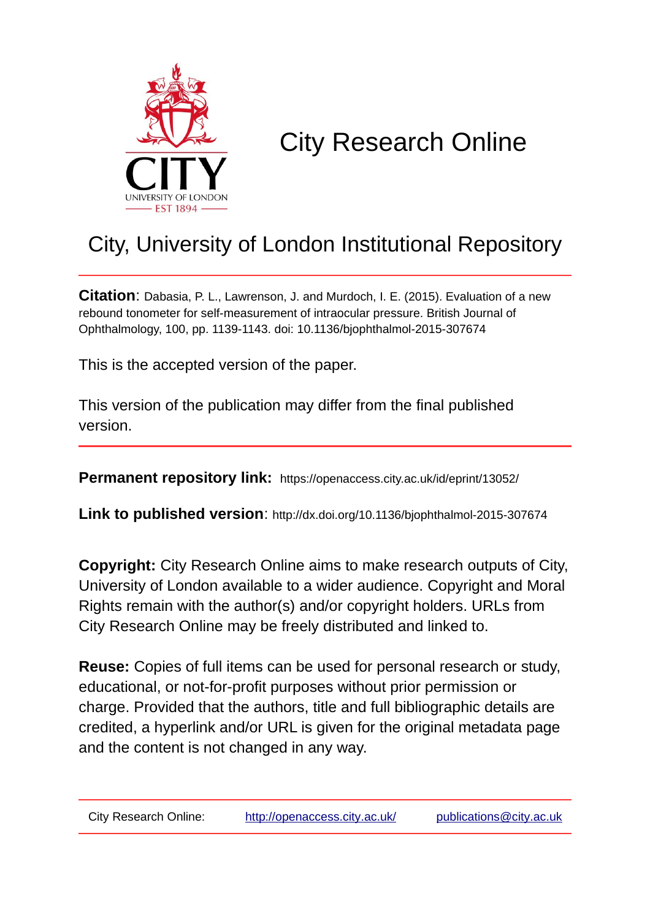# City Research Online

## City, University of London Institutional Repository

**Citation**: Dabasia, P. L., Lawrenson, J. and Murdoch, I. E. (2015). Evaluation of a new rebound tonometer for self-measurement of intraocular pressure. British Journal of Ophthalmology, 100, pp. 1139-1143. doi: 10.1136/bjophthalmol-2015-307674

This is the accepted version of the paper.

This version of the publication may differ from the final published version.

**Permanent repository link:** https://openaccess.city.ac.uk/id/eprint/13052/

**Link to published version**: http://dx.doi.org/10.1136/bjophthalmol-2015-307674

**Copyright:** City Research Online aims to make research outputs of City, University of London available to a wider audience. Copyright and Moral Rights remain with the author(s) and/or copyright holders. URLs from City Research Online may be freely distributed and linked to.

**Reuse:** Copies of full items can be used for personal research or study, educational, or not-for-profit purposes without prior permission or charge. Provided that the authors, title and full bibliographic details are credited, a hyperlink and/or URL is given for the original metadata page and the content is not changed in any way.

City Research Online: http://openaccess.city.ac.uk/ publications@city.ac.uk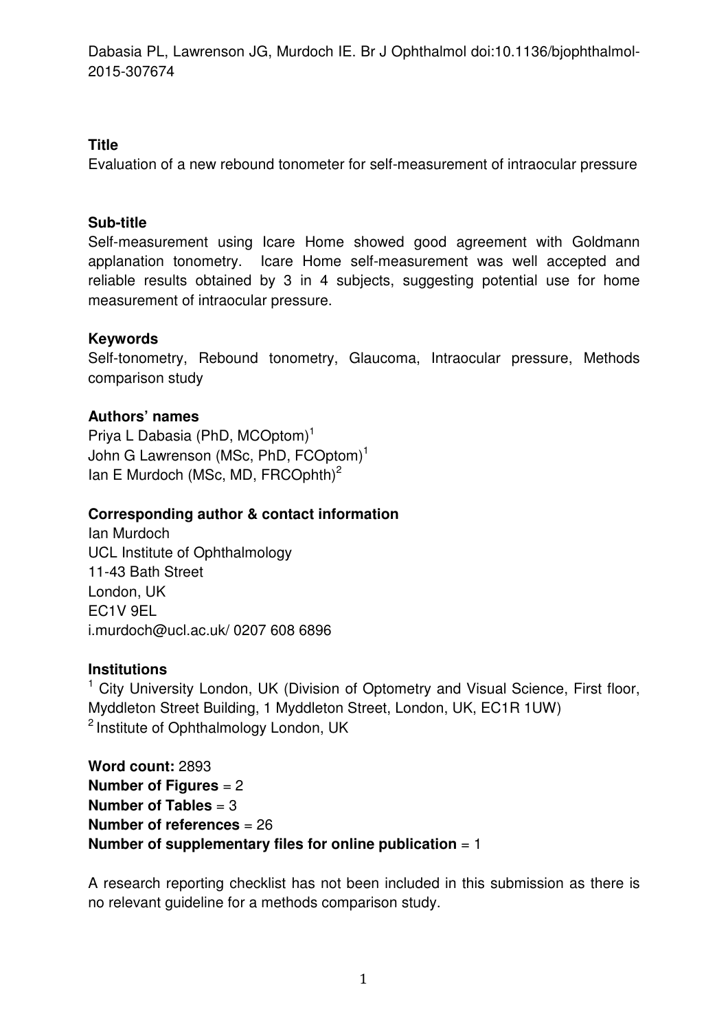Dabasia PL, Lawrenson JG, Murdoch IE. Br J Ophthalmol doi:10.1136/bjophthalmol-2015-307674

**Title**

Evaluation of a new rebound tonometer for self-measurement of intraocular pressure

**Sub-title**

Self-measurement using Icare Home showed good agreement with Goldmann applanation tonometry. Icare Home self-measurement was well accepted and reliable results obtained by 3 in 4 subjects, suggesting potential use for home measurement of intraocular pressure.

**Keywords**

Self-tonometry, Rebound tonometry, Glaucoma, Intraocular pressure, Methods comparison study

**Authors' names**

Priya L Dabasia (PhD, MCOptom)[1]
John G Lawrenson (MSc, PhD, FCOptom)[1]
Ian E Murdoch (MSc, MD, FRCOphth)[2]

**Corresponding author & contact information**

Ian Murdoch
UCL Institute of Ophthalmology
11-43 Bath Street
London, UK
EC1V 9EL
i.murdoch@ucl.ac.uk/ 0207 608 6896

**Institutions**

[1] City University London, UK (Division of Optometry and Visual Science, First floor, Myddleton Street Building, 1 Myddleton Street, London, UK, EC1R 1UW)
[2] Institute of Ophthalmology London, UK

**Word count:** 2893
**Number of Figures** = 2
**Number of Tables** = 3
**Number of references** = 26
**Number of supplementary files for online publication** = 1

A research reporting checklist has not been included in this submission as there is no relevant guideline for a methods comparison study.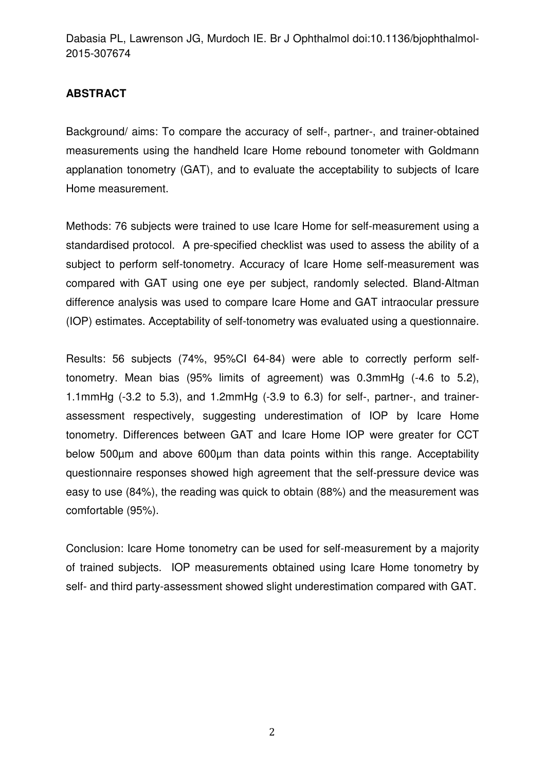## ABSTRACT

Background/ aims: To compare the accuracy of self-, partner-, and trainer-obtained measurements using the handheld Icare Home rebound tonometer with Goldmann applanation tonometry (GAT), and to evaluate the acceptability to subjects of Icare Home measurement.

Methods: 76 subjects were trained to use Icare Home for self-measurement using a standardised protocol. A pre-specified checklist was used to assess the ability of a subject to perform self-tonometry. Accuracy of Icare Home self-measurement was compared with GAT using one eye per subject, randomly selected. Bland-Altman difference analysis was used to compare Icare Home and GAT intraocular pressure (IOP) estimates. Acceptability of self-tonometry was evaluated using a questionnaire.

Results: 56 subjects (74%, 95%CI 64-84) were able to correctly perform self-tonometry. Mean bias (95% limits of agreement) was 0.3mmHg (-4.6 to 5.2), 1.1mmHg (-3.2 to 5.3), and 1.2mmHg (-3.9 to 6.3) for self-, partner-, and trainer-assessment respectively, suggesting underestimation of IOP by Icare Home tonometry. Differences between GAT and Icare Home IOP were greater for CCT below 500µm and above 600µm than data points within this range. Acceptability questionnaire responses showed high agreement that the self-pressure device was easy to use (84%), the reading was quick to obtain (88%) and the measurement was comfortable (95%).

Conclusion: Icare Home tonometry can be used for self-measurement by a majority of trained subjects. IOP measurements obtained using Icare Home tonometry by self- and third party-assessment showed slight underestimation compared with GAT.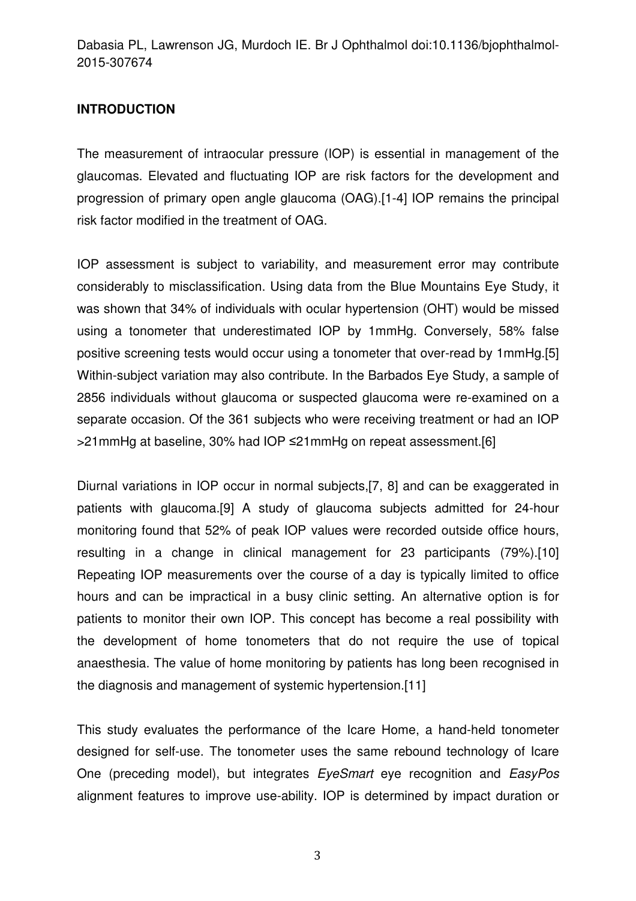## INTRODUCTION

The measurement of intraocular pressure (IOP) is essential in management of the glaucomas. Elevated and fluctuating IOP are risk factors for the development and progression of primary open angle glaucoma (OAG).[1-4] IOP remains the principal risk factor modified in the treatment of OAG.

IOP assessment is subject to variability, and measurement error may contribute considerably to misclassification. Using data from the Blue Mountains Eye Study, it was shown that 34% of individuals with ocular hypertension (OHT) would be missed using a tonometer that underestimated IOP by 1mmHg. Conversely, 58% false positive screening tests would occur using a tonometer that over-read by 1mmHg.[5] Within-subject variation may also contribute. In the Barbados Eye Study, a sample of 2856 individuals without glaucoma or suspected glaucoma were re-examined on a separate occasion. Of the 361 subjects who were receiving treatment or had an IOP >21mmHg at baseline, 30% had IOP ≤21mmHg on repeat assessment.[6]

Diurnal variations in IOP occur in normal subjects,[7, 8] and can be exaggerated in patients with glaucoma.[9] A study of glaucoma subjects admitted for 24-hour monitoring found that 52% of peak IOP values were recorded outside office hours, resulting in a change in clinical management for 23 participants (79%).[10] Repeating IOP measurements over the course of a day is typically limited to office hours and can be impractical in a busy clinic setting. An alternative option is for patients to monitor their own IOP. This concept has become a real possibility with the development of home tonometers that do not require the use of topical anaesthesia. The value of home monitoring by patients has long been recognised in the diagnosis and management of systemic hypertension.[11]

This study evaluates the performance of the Icare Home, a hand-held tonometer designed for self-use. The tonometer uses the same rebound technology of Icare One (preceding model), but integrates *EyeSmart* eye recognition and *EasyPos* alignment features to improve use-ability. IOP is determined by impact duration or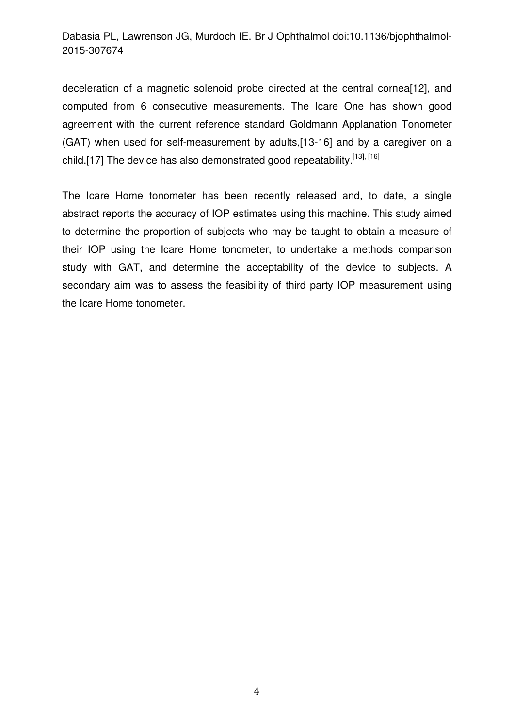deceleration of a magnetic solenoid probe directed at the central cornea[12], and computed from 6 consecutive measurements. The Icare One has shown good agreement with the current reference standard Goldmann Applanation Tonometer (GAT) when used for self-measurement by adults,[13-16] and by a caregiver on a child.[17] The device has also demonstrated good repeatability.[13], [16]

The Icare Home tonometer has been recently released and, to date, a single abstract reports the accuracy of IOP estimates using this machine. This study aimed to determine the proportion of subjects who may be taught to obtain a measure of their IOP using the Icare Home tonometer, to undertake a methods comparison study with GAT, and determine the acceptability of the device to subjects. A secondary aim was to assess the feasibility of third party IOP measurement using the Icare Home tonometer.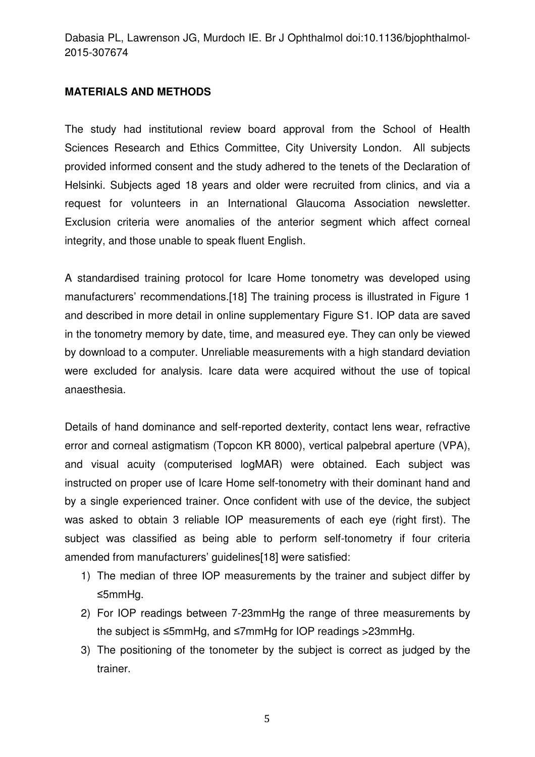## MATERIALS AND METHODS

The study had institutional review board approval from the School of Health Sciences Research and Ethics Committee, City University London. All subjects provided informed consent and the study adhered to the tenets of the Declaration of Helsinki. Subjects aged 18 years and older were recruited from clinics, and via a request for volunteers in an International Glaucoma Association newsletter. Exclusion criteria were anomalies of the anterior segment which affect corneal integrity, and those unable to speak fluent English.

A standardised training protocol for Icare Home tonometry was developed using manufacturers' recommendations.[18] The training process is illustrated in Figure 1 and described in more detail in online supplementary Figure S1. IOP data are saved in the tonometry memory by date, time, and measured eye. They can only be viewed by download to a computer. Unreliable measurements with a high standard deviation were excluded for analysis. Icare data were acquired without the use of topical anaesthesia.

Details of hand dominance and self-reported dexterity, contact lens wear, refractive error and corneal astigmatism (Topcon KR 8000), vertical palpebral aperture (VPA), and visual acuity (computerised logMAR) were obtained. Each subject was instructed on proper use of Icare Home self-tonometry with their dominant hand and by a single experienced trainer. Once confident with use of the device, the subject was asked to obtain 3 reliable IOP measurements of each eye (right first). The subject was classified as being able to perform self-tonometry if four criteria amended from manufacturers' guidelines[18] were satisfied:

1) The median of three IOP measurements by the trainer and subject differ by ≤5mmHg.
2) For IOP readings between 7-23mmHg the range of three measurements by the subject is ≤5mmHg, and ≤7mmHg for IOP readings >23mmHg.
3) The positioning of the tonometer by the subject is correct as judged by the trainer.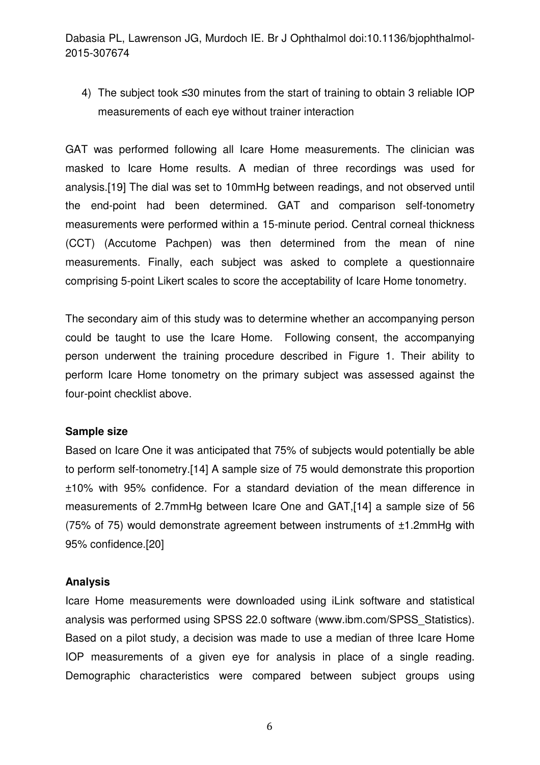4) The subject took ≤30 minutes from the start of training to obtain 3 reliable IOP measurements of each eye without trainer interaction

GAT was performed following all Icare Home measurements. The clinician was masked to Icare Home results. A median of three recordings was used for analysis.[19] The dial was set to 10mmHg between readings, and not observed until the end-point had been determined. GAT and comparison self-tonometry measurements were performed within a 15-minute period. Central corneal thickness (CCT) (Accutome Pachpen) was then determined from the mean of nine measurements. Finally, each subject was asked to complete a questionnaire comprising 5-point Likert scales to score the acceptability of Icare Home tonometry.

The secondary aim of this study was to determine whether an accompanying person could be taught to use the Icare Home. Following consent, the accompanying person underwent the training procedure described in Figure 1. Their ability to perform Icare Home tonometry on the primary subject was assessed against the four-point checklist above.

**Sample size**

Based on Icare One it was anticipated that 75% of subjects would potentially be able to perform self-tonometry.[14] A sample size of 75 would demonstrate this proportion ±10% with 95% confidence. For a standard deviation of the mean difference in measurements of 2.7mmHg between Icare One and GAT,[14] a sample size of 56 (75% of 75) would demonstrate agreement between instruments of ±1.2mmHg with 95% confidence.[20]

**Analysis**

Icare Home measurements were downloaded using iLink software and statistical analysis was performed using SPSS 22.0 software (www.ibm.com/SPSS_Statistics). Based on a pilot study, a decision was made to use a median of three Icare Home IOP measurements of a given eye for analysis in place of a single reading. Demographic characteristics were compared between subject groups using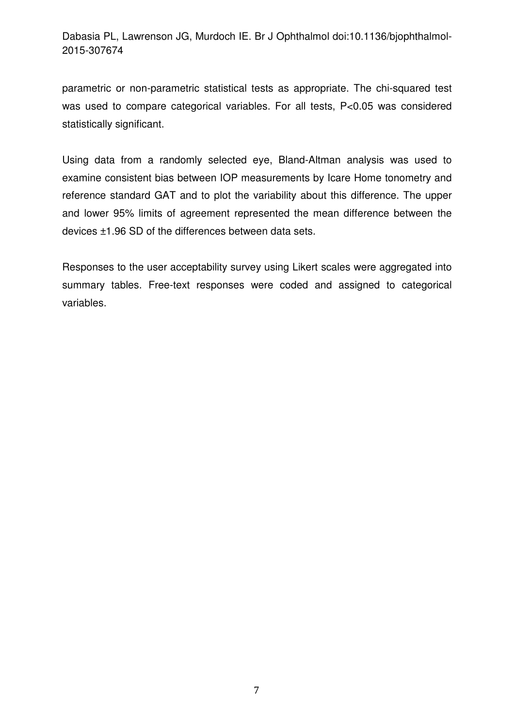parametric or non-parametric statistical tests as appropriate. The chi-squared test was used to compare categorical variables. For all tests, $P<0.05$ was considered statistically significant.

Using data from a randomly selected eye, Bland-Altman analysis was used to examine consistent bias between IOP measurements by Icare Home tonometry and reference standard GAT and to plot the variability about this difference. The upper and lower 95% limits of agreement represented the mean difference between the devices ±1.96 SD of the differences between data sets.

Responses to the user acceptability survey using Likert scales were aggregated into summary tables. Free-text responses were coded and assigned to categorical variables.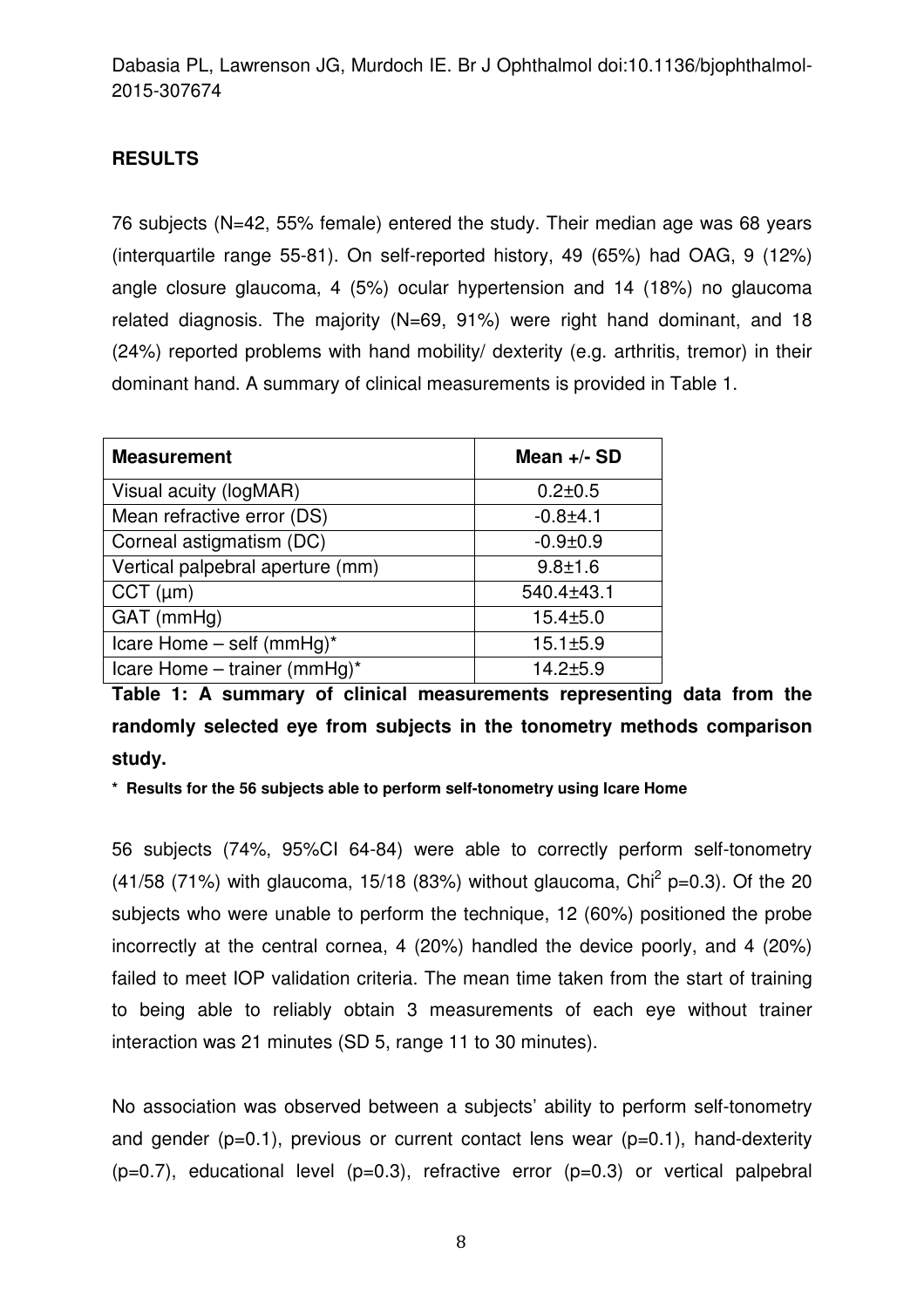**RESULTS**

76 subjects (N=42, 55% female) entered the study. Their median age was 68 years (interquartile range 55-81). On self-reported history, 49 (65%) had OAG, 9 (12%) angle closure glaucoma, 4 (5%) ocular hypertension and 14 (18%) no glaucoma related diagnosis. The majority (N=69, 91%) were right hand dominant, and 18 (24%) reported problems with hand mobility/ dexterity (e.g. arthritis, tremor) in their dominant hand. A summary of clinical measurements is provided in Table 1.

| Measurement | Mean +/- SD |
|---|---|
| Visual acuity (logMAR) | 0.2±0.5 |
| Mean refractive error (DS) | -0.8±4.1 |
| Corneal astigmatism (DC) | -0.9±0.9 |
| Vertical palpebral aperture (mm) | 9.8±1.6 |
| CCT (µm) | 540.4±43.1 |
| GAT (mmHg) | 15.4±5.0 |
| Icare Home – self (mmHg)* | 15.1±5.9 |
| Icare Home – trainer (mmHg)* | 14.2±5.9 |

**Table 1: A summary of clinical measurements representing data from the randomly selected eye from subjects in the tonometry methods comparison study.**

**\* Results for the 56 subjects able to perform self-tonometry using Icare Home**

56 subjects (74%, 95%CI 64-84) were able to correctly perform self-tonometry (41/58 (71%) with glaucoma, 15/18 (83%) without glaucoma, $Chi^2$ p=0.3). Of the 20 subjects who were unable to perform the technique, 12 (60%) positioned the probe incorrectly at the central cornea, 4 (20%) handled the device poorly, and 4 (20%) failed to meet IOP validation criteria. The mean time taken from the start of training to being able to reliably obtain 3 measurements of each eye without trainer interaction was 21 minutes (SD 5, range 11 to 30 minutes).

No association was observed between a subjects' ability to perform self-tonometry and gender (p=0.1), previous or current contact lens wear (p=0.1), hand-dexterity (p=0.7), educational level (p=0.3), refractive error (p=0.3) or vertical palpebral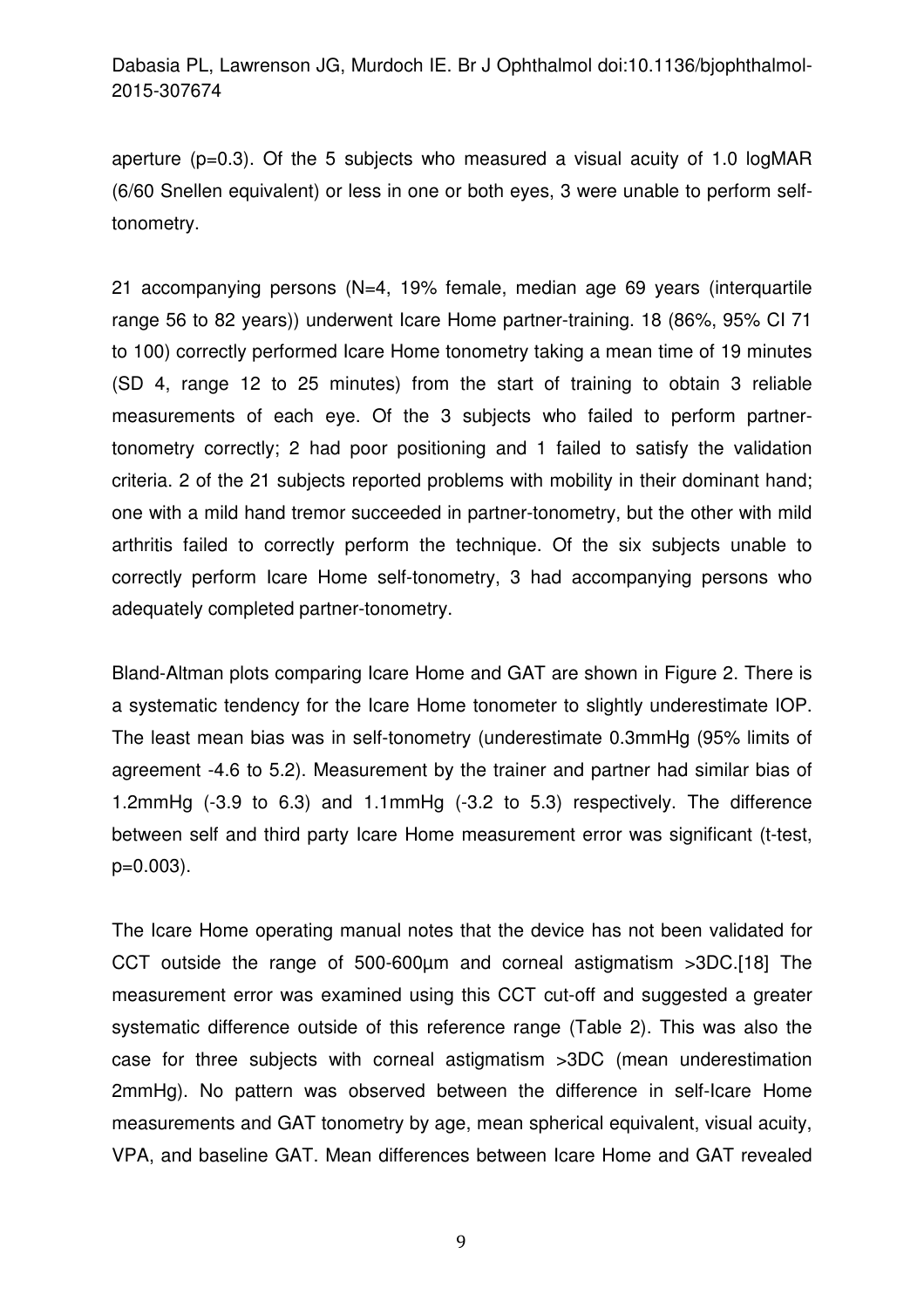aperture (p=0.3). Of the 5 subjects who measured a visual acuity of 1.0 logMAR (6/60 Snellen equivalent) or less in one or both eyes, 3 were unable to perform self-tonometry.

21 accompanying persons (N=4, 19% female, median age 69 years (interquartile range 56 to 82 years)) underwent Icare Home partner-training. 18 (86%, 95% CI 71 to 100) correctly performed Icare Home tonometry taking a mean time of 19 minutes (SD 4, range 12 to 25 minutes) from the start of training to obtain 3 reliable measurements of each eye. Of the 3 subjects who failed to perform partner-tonometry correctly; 2 had poor positioning and 1 failed to satisfy the validation criteria. 2 of the 21 subjects reported problems with mobility in their dominant hand; one with a mild hand tremor succeeded in partner-tonometry, but the other with mild arthritis failed to correctly perform the technique. Of the six subjects unable to correctly perform Icare Home self-tonometry, 3 had accompanying persons who adequately completed partner-tonometry.

Bland-Altman plots comparing Icare Home and GAT are shown in Figure 2. There is a systematic tendency for the Icare Home tonometer to slightly underestimate IOP. The least mean bias was in self-tonometry (underestimate 0.3mmHg (95% limits of agreement -4.6 to 5.2). Measurement by the trainer and partner had similar bias of 1.2mmHg (-3.9 to 6.3) and 1.1mmHg (-3.2 to 5.3) respectively. The difference between self and third party Icare Home measurement error was significant (t-test, p=0.003).

The Icare Home operating manual notes that the device has not been validated for CCT outside the range of 500-600µm and corneal astigmatism >3DC.[18] The measurement error was examined using this CCT cut-off and suggested a greater systematic difference outside of this reference range (Table 2). This was also the case for three subjects with corneal astigmatism >3DC (mean underestimation 2mmHg). No pattern was observed between the difference in self-Icare Home measurements and GAT tonometry by age, mean spherical equivalent, visual acuity, VPA, and baseline GAT. Mean differences between Icare Home and GAT revealed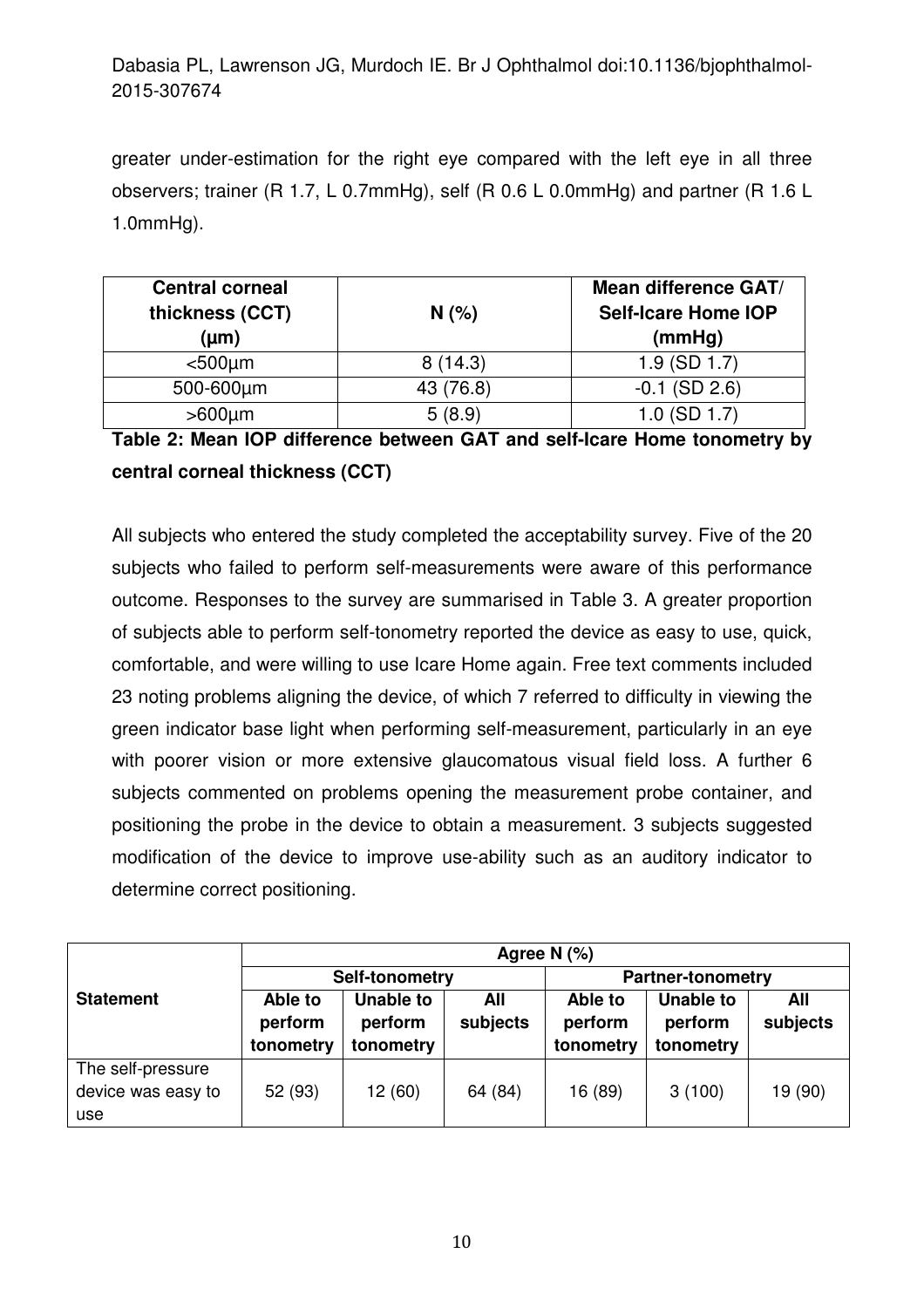greater under-estimation for the right eye compared with the left eye in all three observers; trainer (R 1.7, L 0.7mmHg), self (R 0.6 L 0.0mmHg) and partner (R 1.6 L 1.0mmHg).

| Central corneal thickness (CCT) (µm) | N (%) | Mean difference GAT/ Self-Icare Home IOP (mmHg) |
|---|---|---|
| <500µm | 8 (14.3) | 1.9 (SD 1.7) |
| 500-600µm | 43 (76.8) | -0.1 (SD 2.6) |
| >600µm | 5 (8.9) | 1.0 (SD 1.7) |

**Table 2: Mean IOP difference between GAT and self-Icare Home tonometry by central corneal thickness (CCT)**

All subjects who entered the study completed the acceptability survey. Five of the 20 subjects who failed to perform self-measurements were aware of this performance outcome. Responses to the survey are summarised in Table 3. A greater proportion of subjects able to perform self-tonometry reported the device as easy to use, quick, comfortable, and were willing to use Icare Home again. Free text comments included 23 noting problems aligning the device, of which 7 referred to difficulty in viewing the green indicator base light when performing self-measurement, particularly in an eye with poorer vision or more extensive glaucomatous visual field loss. A further 6 subjects commented on problems opening the measurement probe container, and positioning the probe in the device to obtain a measurement. 3 subjects suggested modification of the device to improve use-ability such as an auditory indicator to determine correct positioning.

| Statement | Agree N (%) | | | | | |
|---|---|---|---|---|---|---|
| | Self-tonometry | | | Partner-tonometry | | |
| | Able to perform tonometry | Unable to perform tonometry | All subjects | Able to perform tonometry | Unable to perform tonometry | All subjects |
| The self-pressure device was easy to use | 52 (93) | 12 (60) | 64 (84) | 16 (89) | 3 (100) | 19 (90) |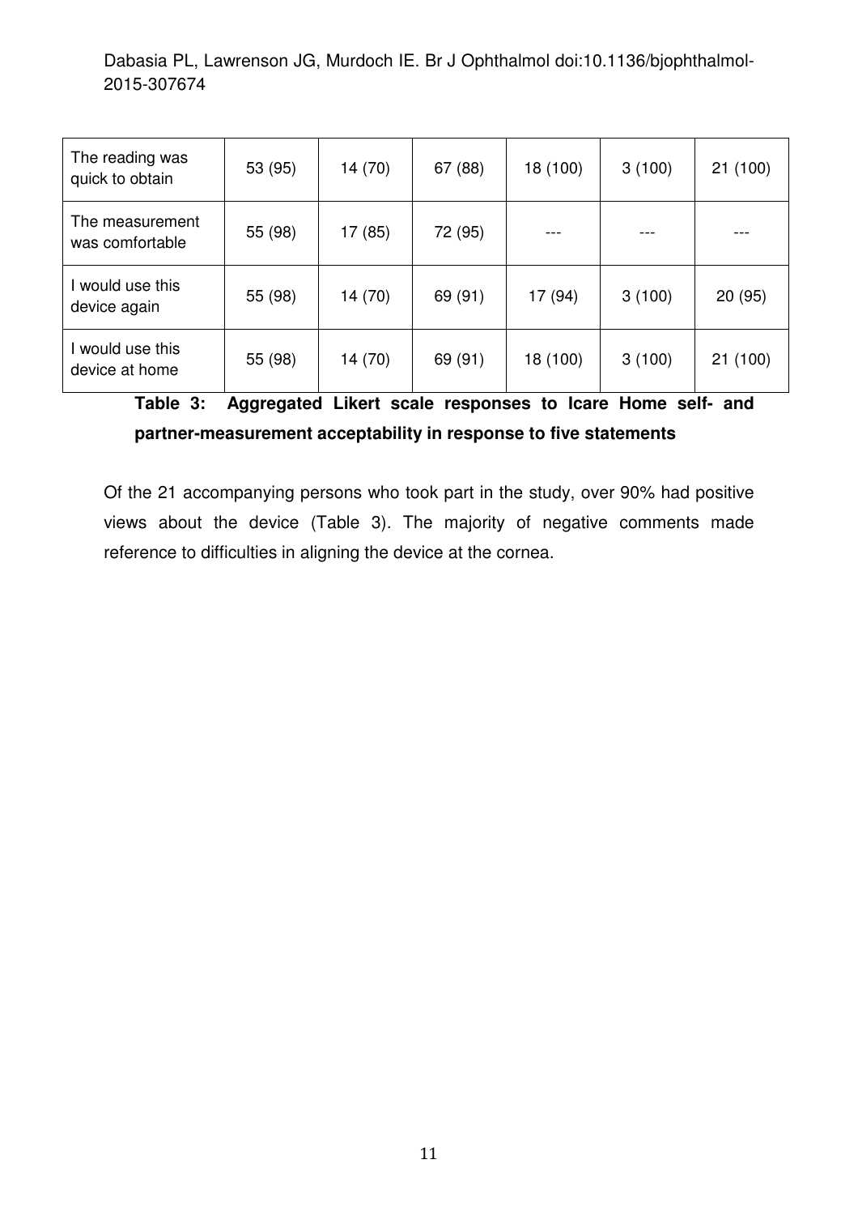| | | | | | | |
|---|---|---|---|---|---|---|
| The reading was quick to obtain | 53 (95) | 14 (70) | 67 (88) | 18 (100) | 3 (100) | 21 (100) |
| The measurement was comfortable | 55 (98) | 17 (85) | 72 (95) | --- | --- | --- |
| I would use this device again | 55 (98) | 14 (70) | 69 (91) | 17 (94) | 3 (100) | 20 (95) |
| I would use this device at home | 55 (98) | 14 (70) | 69 (91) | 18 (100) | 3 (100) | 21 (100) |

**Table 3: Aggregated Likert scale responses to Icare Home self- and partner-measurement acceptability in response to five statements**

Of the 21 accompanying persons who took part in the study, over 90% had positive views about the device (Table 3). The majority of negative comments made reference to difficulties in aligning the device at the cornea.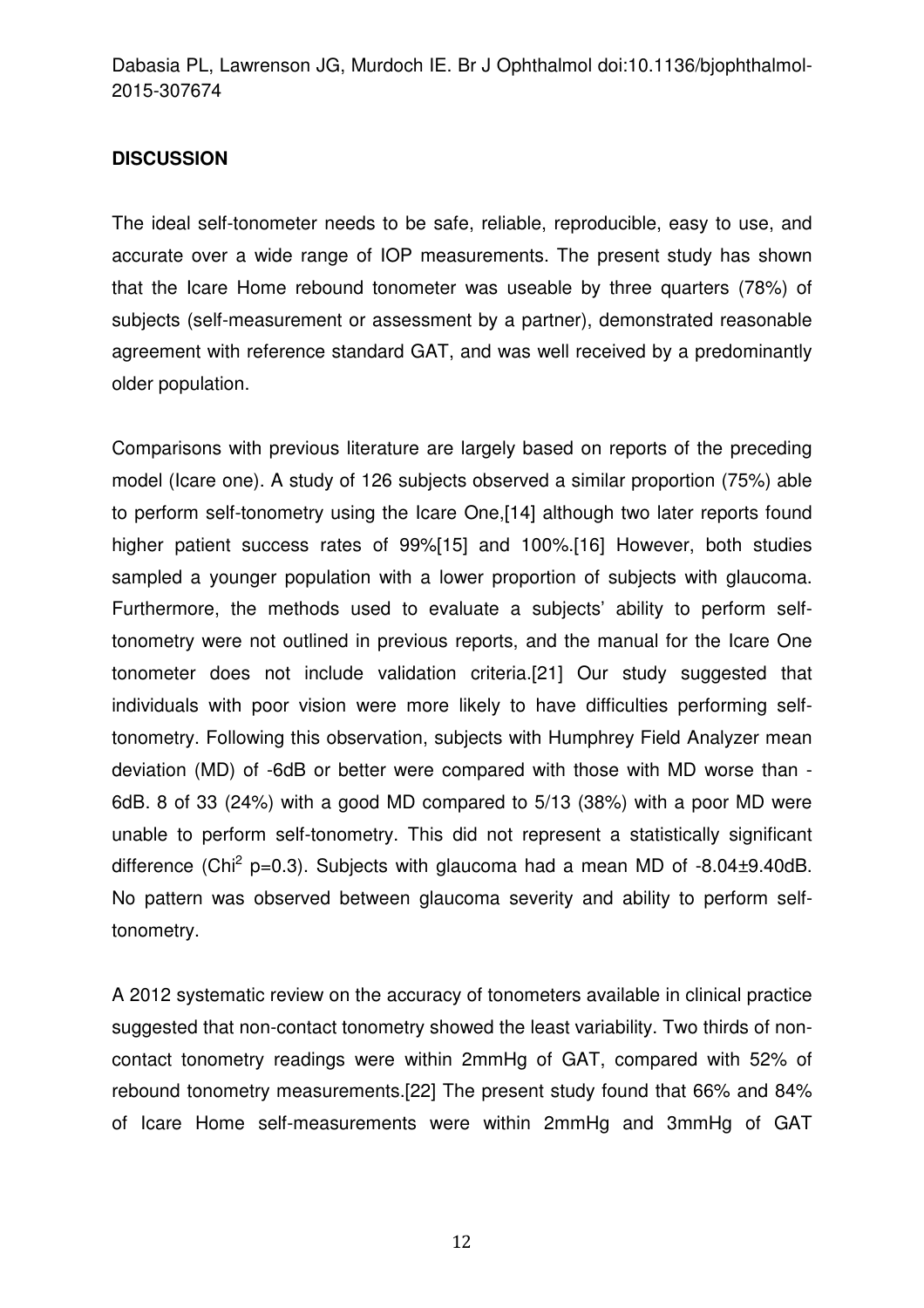## DISCUSSION

The ideal self-tonometer needs to be safe, reliable, reproducible, easy to use, and accurate over a wide range of IOP measurements. The present study has shown that the Icare Home rebound tonometer was useable by three quarters (78%) of subjects (self-measurement or assessment by a partner), demonstrated reasonable agreement with reference standard GAT, and was well received by a predominantly older population.

Comparisons with previous literature are largely based on reports of the preceding model (Icare one). A study of 126 subjects observed a similar proportion (75%) able to perform self-tonometry using the Icare One,[14] although two later reports found higher patient success rates of 99%[15] and 100%.[16] However, both studies sampled a younger population with a lower proportion of subjects with glaucoma. Furthermore, the methods used to evaluate a subjects' ability to perform self-tonometry were not outlined in previous reports, and the manual for the Icare One tonometer does not include validation criteria.[21] Our study suggested that individuals with poor vision were more likely to have difficulties performing self-tonometry. Following this observation, subjects with Humphrey Field Analyzer mean deviation (MD) of -6dB or better were compared with those with MD worse than -6dB. 8 of 33 (24%) with a good MD compared to 5/13 (38%) with a poor MD were unable to perform self-tonometry. This did not represent a statistically significant difference ($Chi^2$ $p=0.3$). Subjects with glaucoma had a mean MD of -8.04±9.40dB. No pattern was observed between glaucoma severity and ability to perform self-tonometry.

A 2012 systematic review on the accuracy of tonometers available in clinical practice suggested that non-contact tonometry showed the least variability. Two thirds of non-contact tonometry readings were within 2mmHg of GAT, compared with 52% of rebound tonometry measurements.[22] The present study found that 66% and 84% of Icare Home self-measurements were within 2mmHg and 3mmHg of GAT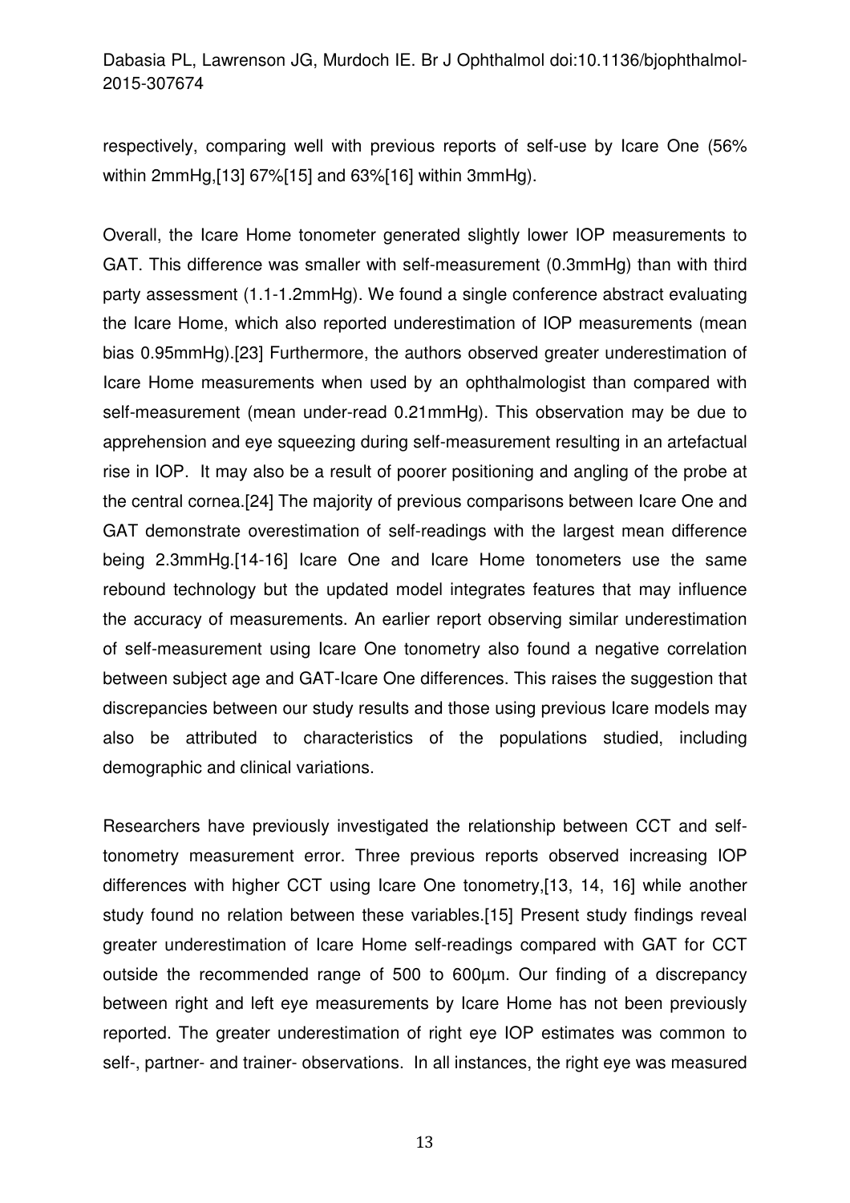respectively, comparing well with previous reports of self-use by Icare One (56% within 2mmHg,[13] 67%[15] and 63%[16] within 3mmHg).

Overall, the Icare Home tonometer generated slightly lower IOP measurements to GAT. This difference was smaller with self-measurement (0.3mmHg) than with third party assessment (1.1-1.2mmHg). We found a single conference abstract evaluating the Icare Home, which also reported underestimation of IOP measurements (mean bias 0.95mmHg).[23] Furthermore, the authors observed greater underestimation of Icare Home measurements when used by an ophthalmologist than compared with self-measurement (mean under-read 0.21mmHg). This observation may be due to apprehension and eye squeezing during self-measurement resulting in an artefactual rise in IOP. It may also be a result of poorer positioning and angling of the probe at the central cornea.[24] The majority of previous comparisons between Icare One and GAT demonstrate overestimation of self-readings with the largest mean difference being 2.3mmHg.[14-16] Icare One and Icare Home tonometers use the same rebound technology but the updated model integrates features that may influence the accuracy of measurements. An earlier report observing similar underestimation of self-measurement using Icare One tonometry also found a negative correlation between subject age and GAT-Icare One differences. This raises the suggestion that discrepancies between our study results and those using previous Icare models may also be attributed to characteristics of the populations studied, including demographic and clinical variations.

Researchers have previously investigated the relationship between CCT and self-tonometry measurement error. Three previous reports observed increasing IOP differences with higher CCT using Icare One tonometry,[13, 14, 16] while another study found no relation between these variables.[15] Present study findings reveal greater underestimation of Icare Home self-readings compared with GAT for CCT outside the recommended range of 500 to 600µm. Our finding of a discrepancy between right and left eye measurements by Icare Home has not been previously reported. The greater underestimation of right eye IOP estimates was common to self-, partner- and trainer- observations. In all instances, the right eye was measured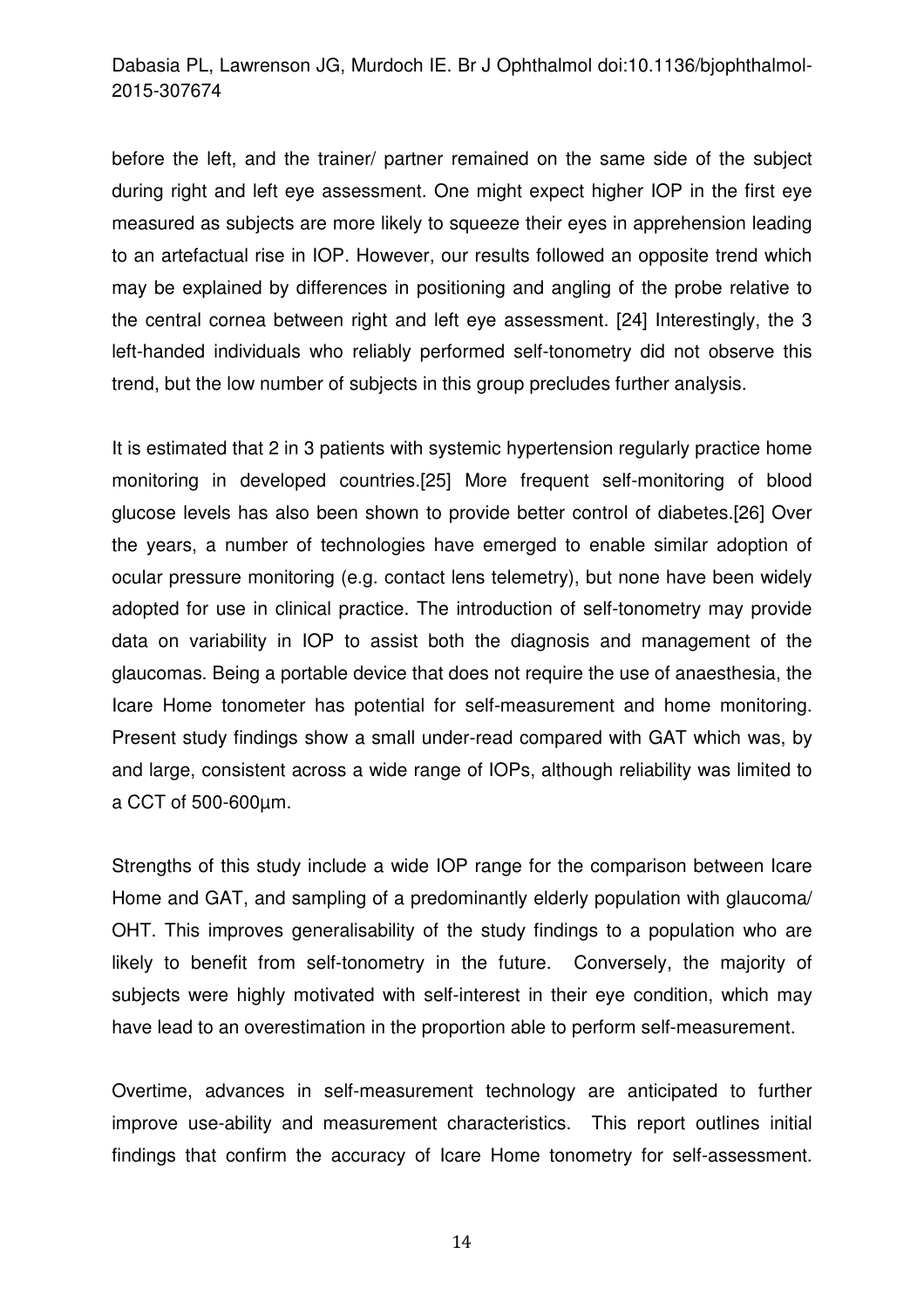before the left, and the trainer/ partner remained on the same side of the subject during right and left eye assessment. One might expect higher IOP in the first eye measured as subjects are more likely to squeeze their eyes in apprehension leading to an artefactual rise in IOP. However, our results followed an opposite trend which may be explained by differences in positioning and angling of the probe relative to the central cornea between right and left eye assessment. [24] Interestingly, the 3 left-handed individuals who reliably performed self-tonometry did not observe this trend, but the low number of subjects in this group precludes further analysis.

It is estimated that 2 in 3 patients with systemic hypertension regularly practice home monitoring in developed countries.[25] More frequent self-monitoring of blood glucose levels has also been shown to provide better control of diabetes.[26] Over the years, a number of technologies have emerged to enable similar adoption of ocular pressure monitoring (e.g. contact lens telemetry), but none have been widely adopted for use in clinical practice. The introduction of self-tonometry may provide data on variability in IOP to assist both the diagnosis and management of the glaucomas. Being a portable device that does not require the use of anaesthesia, the Icare Home tonometer has potential for self-measurement and home monitoring. Present study findings show a small under-read compared with GAT which was, by and large, consistent across a wide range of IOPs, although reliability was limited to a CCT of 500-600µm.

Strengths of this study include a wide IOP range for the comparison between Icare Home and GAT, and sampling of a predominantly elderly population with glaucoma/ OHT. This improves generalisability of the study findings to a population who are likely to benefit from self-tonometry in the future. Conversely, the majority of subjects were highly motivated with self-interest in their eye condition, which may have lead to an overestimation in the proportion able to perform self-measurement.

Overtime, advances in self-measurement technology are anticipated to further improve use-ability and measurement characteristics. This report outlines initial findings that confirm the accuracy of Icare Home tonometry for self-assessment.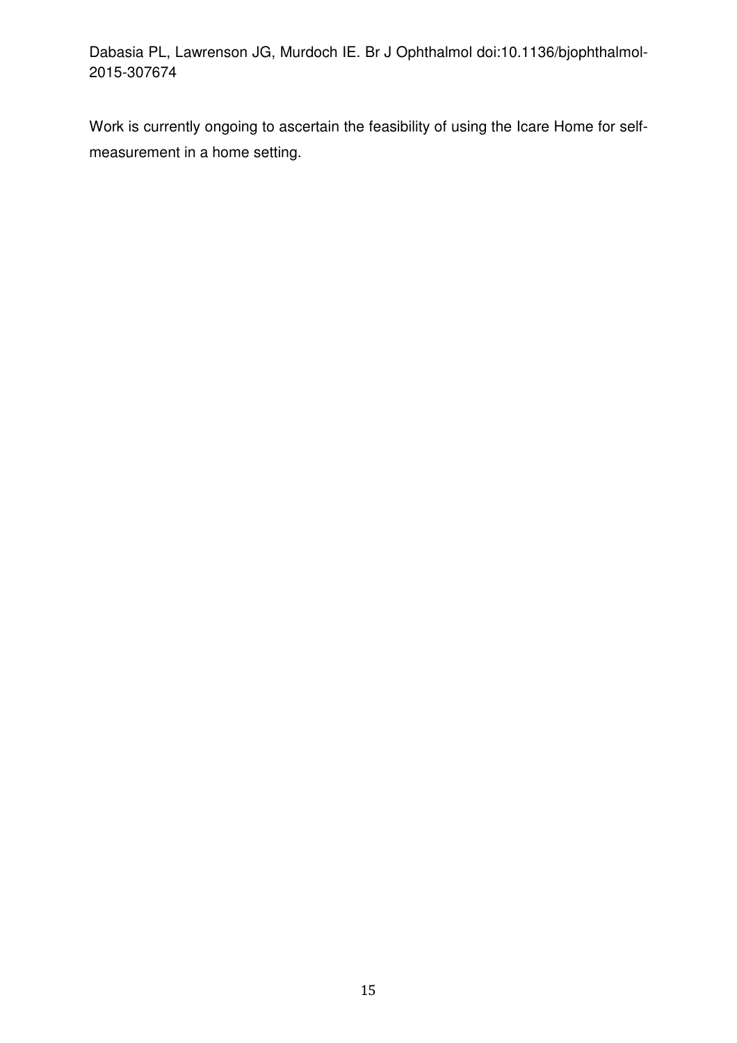Work is currently ongoing to ascertain the feasibility of using the Icare Home for self-measurement in a home setting.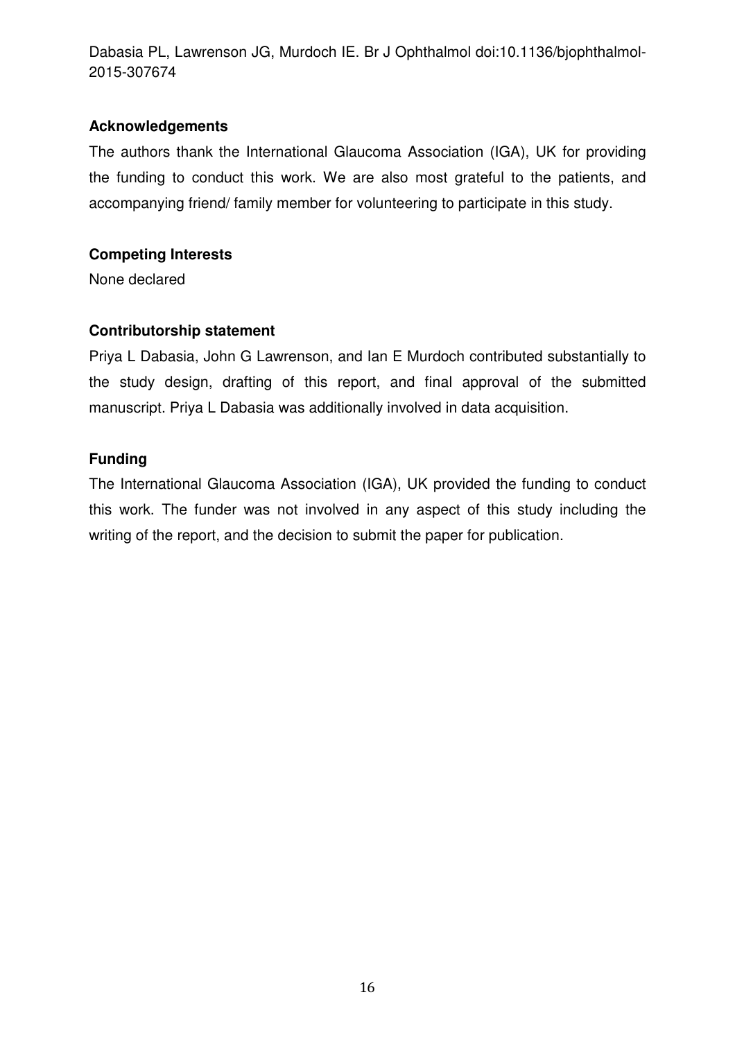## Acknowledgements

The authors thank the International Glaucoma Association (IGA), UK for providing the funding to conduct this work. We are also most grateful to the patients, and accompanying friend/ family member for volunteering to participate in this study.

## Competing Interests

None declared

## Contributorship statement

Priya L Dabasia, John G Lawrenson, and Ian E Murdoch contributed substantially to the study design, drafting of this report, and final approval of the submitted manuscript. Priya L Dabasia was additionally involved in data acquisition.

## Funding

The International Glaucoma Association (IGA), UK provided the funding to conduct this work. The funder was not involved in any aspect of this study including the writing of the report, and the decision to submit the paper for publication.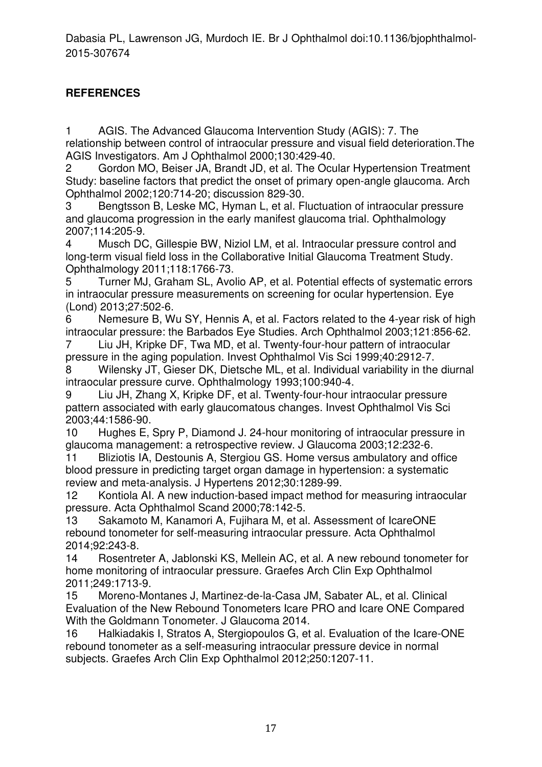## REFERENCES

1 AGIS. The Advanced Glaucoma Intervention Study (AGIS): 7. The relationship between control of intraocular pressure and visual field deterioration.The AGIS Investigators. Am J Ophthalmol 2000;130:429-40.

2 Gordon MO, Beiser JA, Brandt JD, et al. The Ocular Hypertension Treatment Study: baseline factors that predict the onset of primary open-angle glaucoma. Arch Ophthalmol 2002;120:714-20; discussion 829-30.

3 Bengtsson B, Leske MC, Hyman L, et al. Fluctuation of intraocular pressure and glaucoma progression in the early manifest glaucoma trial. Ophthalmology 2007;114:205-9.

4 Musch DC, Gillespie BW, Niziol LM, et al. Intraocular pressure control and long-term visual field loss in the Collaborative Initial Glaucoma Treatment Study. Ophthalmology 2011;118:1766-73.

5 Turner MJ, Graham SL, Avolio AP, et al. Potential effects of systematic errors in intraocular pressure measurements on screening for ocular hypertension. Eye (Lond) 2013;27:502-6.

6 Nemesure B, Wu SY, Hennis A, et al. Factors related to the 4-year risk of high intraocular pressure: the Barbados Eye Studies. Arch Ophthalmol 2003;121:856-62.

7 Liu JH, Kripke DF, Twa MD, et al. Twenty-four-hour pattern of intraocular pressure in the aging population. Invest Ophthalmol Vis Sci 1999;40:2912-7.

8 Wilensky JT, Gieser DK, Dietsche ML, et al. Individual variability in the diurnal intraocular pressure curve. Ophthalmology 1993;100:940-4.

9 Liu JH, Zhang X, Kripke DF, et al. Twenty-four-hour intraocular pressure pattern associated with early glaucomatous changes. Invest Ophthalmol Vis Sci 2003;44:1586-90.

10 Hughes E, Spry P, Diamond J. 24-hour monitoring of intraocular pressure in glaucoma management: a retrospective review. J Glaucoma 2003;12:232-6.

11 Bliziotis IA, Destounis A, Stergiou GS. Home versus ambulatory and office blood pressure in predicting target organ damage in hypertension: a systematic review and meta-analysis. J Hypertens 2012;30:1289-99.

12 Kontiola AI. A new induction-based impact method for measuring intraocular pressure. Acta Ophthalmol Scand 2000;78:142-5.

13 Sakamoto M, Kanamori A, Fujihara M, et al. Assessment of IcareONE rebound tonometer for self-measuring intraocular pressure. Acta Ophthalmol 2014;92:243-8.

14 Rosentreter A, Jablonski KS, Mellein AC, et al. A new rebound tonometer for home monitoring of intraocular pressure. Graefes Arch Clin Exp Ophthalmol 2011;249:1713-9.

15 Moreno-Montanes J, Martinez-de-la-Casa JM, Sabater AL, et al. Clinical Evaluation of the New Rebound Tonometers Icare PRO and Icare ONE Compared With the Goldmann Tonometer. J Glaucoma 2014.

16 Halkiadakis I, Stratos A, Stergiopoulos G, et al. Evaluation of the Icare-ONE rebound tonometer as a self-measuring intraocular pressure device in normal subjects. Graefes Arch Clin Exp Ophthalmol 2012;250:1207-11.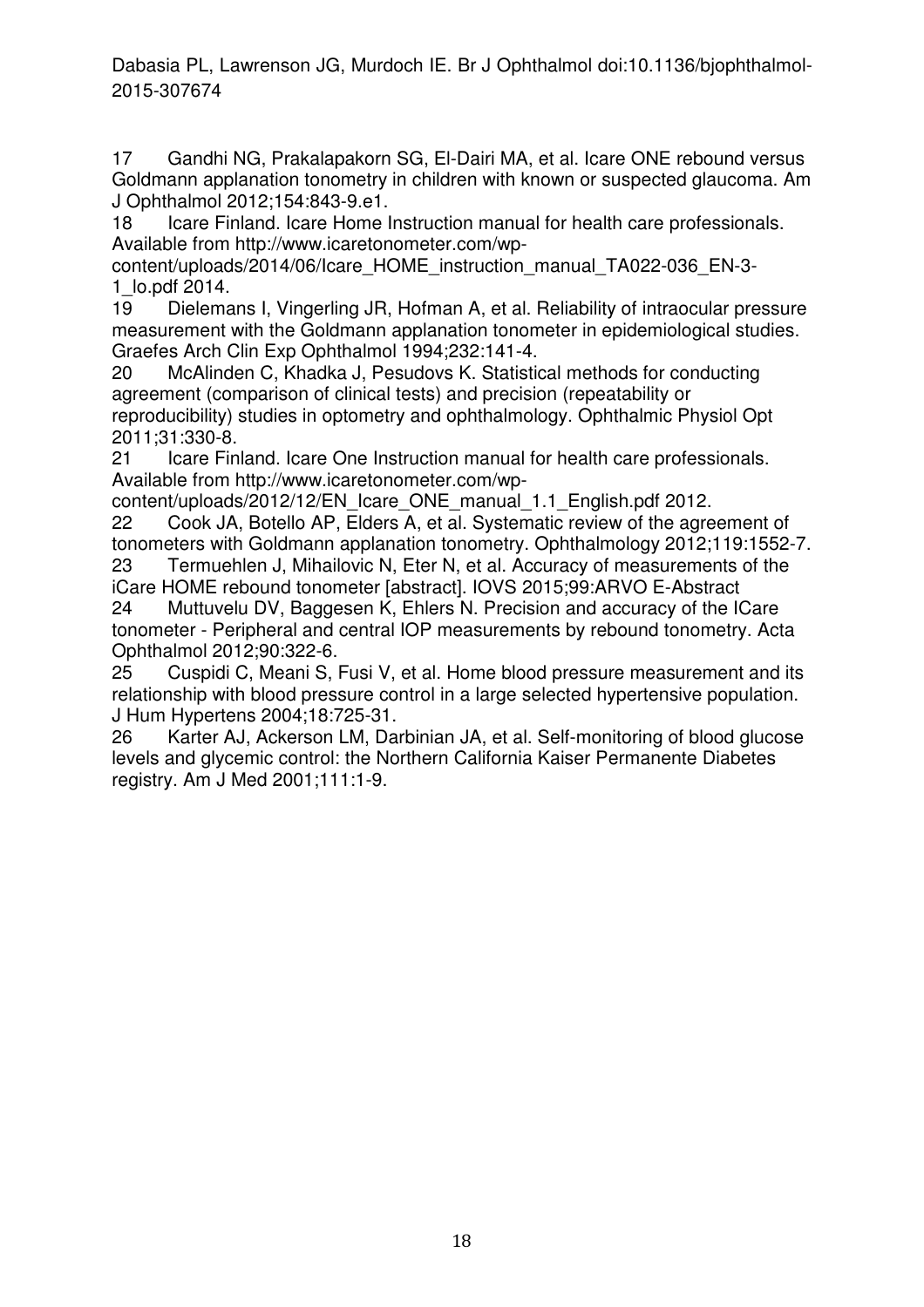17 Gandhi NG, Prakalapakorn SG, El-Dairi MA, et al. Icare ONE rebound versus Goldmann applanation tonometry in children with known or suspected glaucoma. Am J Ophthalmol 2012;154:843-9.e1.

18 Icare Finland. Icare Home Instruction manual for health care professionals. Available from http://www.icaretonometer.com/wp-content/uploads/2014/06/Icare_HOME_instruction_manual_TA022-036_EN-3-1_lo.pdf 2014.

19 Dielemans I, Vingerling JR, Hofman A, et al. Reliability of intraocular pressure measurement with the Goldmann applanation tonometer in epidemiological studies. Graefes Arch Clin Exp Ophthalmol 1994;232:141-4.

20 McAlinden C, Khadka J, Pesudovs K. Statistical methods for conducting agreement (comparison of clinical tests) and precision (repeatability or reproducibility) studies in optometry and ophthalmology. Ophthalmic Physiol Opt 2011;31:330-8.

21 Icare Finland. Icare One Instruction manual for health care professionals. Available from http://www.icaretonometer.com/wp-content/uploads/2012/12/EN_Icare_ONE_manual_1.1_English.pdf 2012.

22 Cook JA, Botello AP, Elders A, et al. Systematic review of the agreement of tonometers with Goldmann applanation tonometry. Ophthalmology 2012;119:1552-7.

23 Termuehlen J, Mihailovic N, Eter N, et al. Accuracy of measurements of the iCare HOME rebound tonometer [abstract]. IOVS 2015;99:ARVO E-Abstract

24 Muttuvelu DV, Baggesen K, Ehlers N. Precision and accuracy of the ICare tonometer - Peripheral and central IOP measurements by rebound tonometry. Acta Ophthalmol 2012;90:322-6.

25 Cuspidi C, Meani S, Fusi V, et al. Home blood pressure measurement and its relationship with blood pressure control in a large selected hypertensive population. J Hum Hypertens 2004;18:725-31.

26 Karter AJ, Ackerson LM, Darbinian JA, et al. Self-monitoring of blood glucose levels and glycemic control: the Northern California Kaiser Permanente Diabetes registry. Am J Med 2001;111:1-9.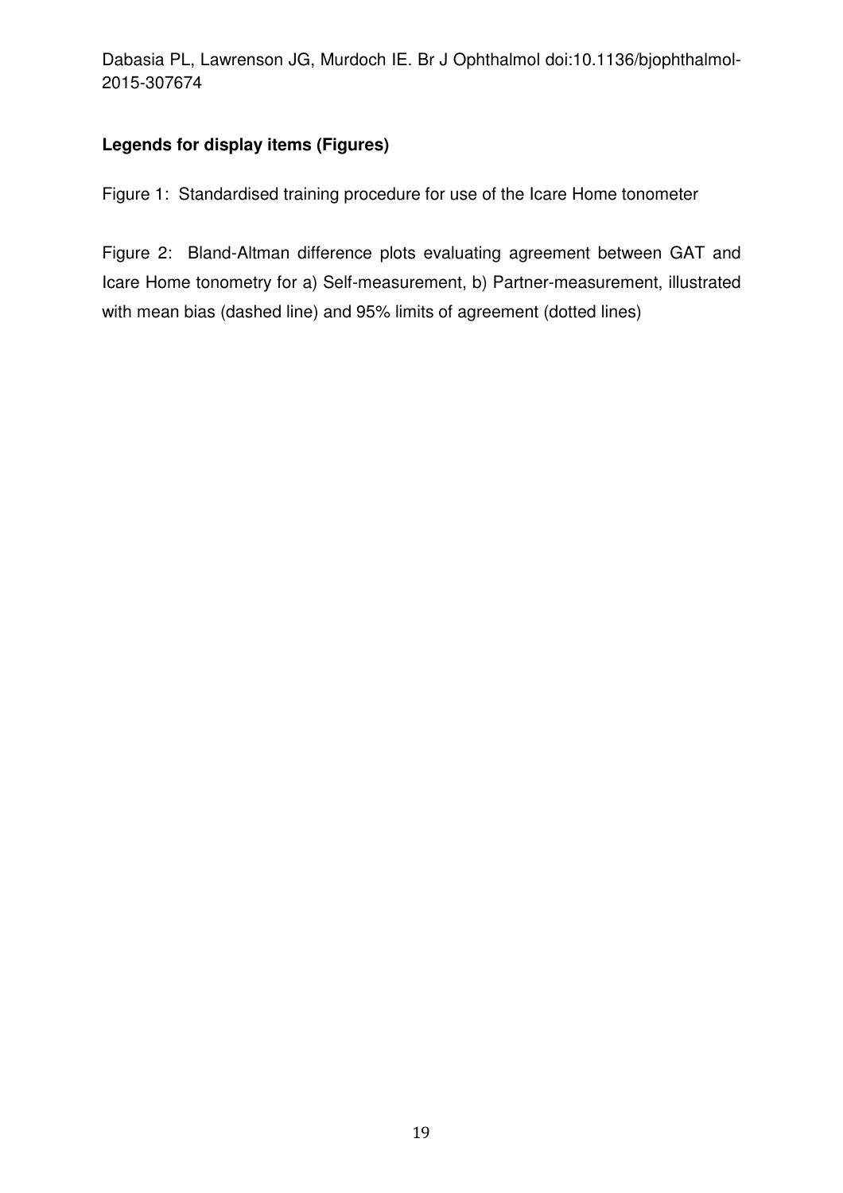**Legends for display items (Figures)**

Figure 1: Standardised training procedure for use of the Icare Home tonometer

Figure 2: Bland-Altman difference plots evaluating agreement between GAT and Icare Home tonometry for a) Self-measurement, b) Partner-measurement, illustrated with mean bias (dashed line) and 95% limits of agreement (dotted lines)